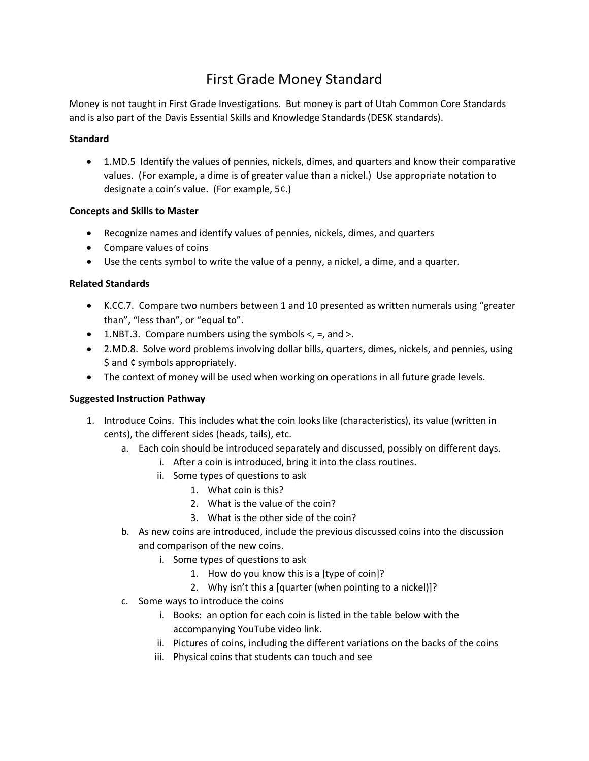# First Grade Money Standard

Money is not taught in First Grade Investigations. But money is part of Utah Common Core Standards and is also part of the Davis Essential Skills and Knowledge Standards (DESK standards).

**Standard**

- 1.MD.5 Identify the values of pennies, nickels, dimes, and quarters and know their comparative values. (For example, a dime is of greater value than a nickel.) Use appropriate notation to designate a coin's value. (For example, 5¢.)

**Concepts and Skills to Master**

- Recognize names and identify values of pennies, nickels, dimes, and quarters
- Compare values of coins
- Use the cents symbol to write the value of a penny, a nickel, a dime, and a quarter.

**Related Standards**

- K.CC.7. Compare two numbers between 1 and 10 presented as written numerals using "greater than", "less than", or "equal to".
- 1.NBT.3. Compare numbers using the symbols <, =, and >.
- 2.MD.8. Solve word problems involving dollar bills, quarters, dimes, nickels, and pennies, using $ and ¢ symbols appropriately.
- The context of money will be used when working on operations in all future grade levels.

**Suggested Instruction Pathway**

1. Introduce Coins. This includes what the coin looks like (characteristics), its value (written in cents), the different sides (heads, tails), etc.
    a. Each coin should be introduced separately and discussed, possibly on different days.
        i. After a coin is introduced, bring it into the class routines.
        ii. Some types of questions to ask
            1. What coin is this?
            2. What is the value of the coin?
            3. What is the other side of the coin?
    b. As new coins are introduced, include the previous discussed coins into the discussion and comparison of the new coins.
        i. Some types of questions to ask
            1. How do you know this is a [type of coin]?
            2. Why isn't this a [quarter (when pointing to a nickel)]?
    c. Some ways to introduce the coins
        i. Books: an option for each coin is listed in the table below with the accompanying YouTube video link.
        ii. Pictures of coins, including the different variations on the backs of the coins
        iii. Physical coins that students can touch and see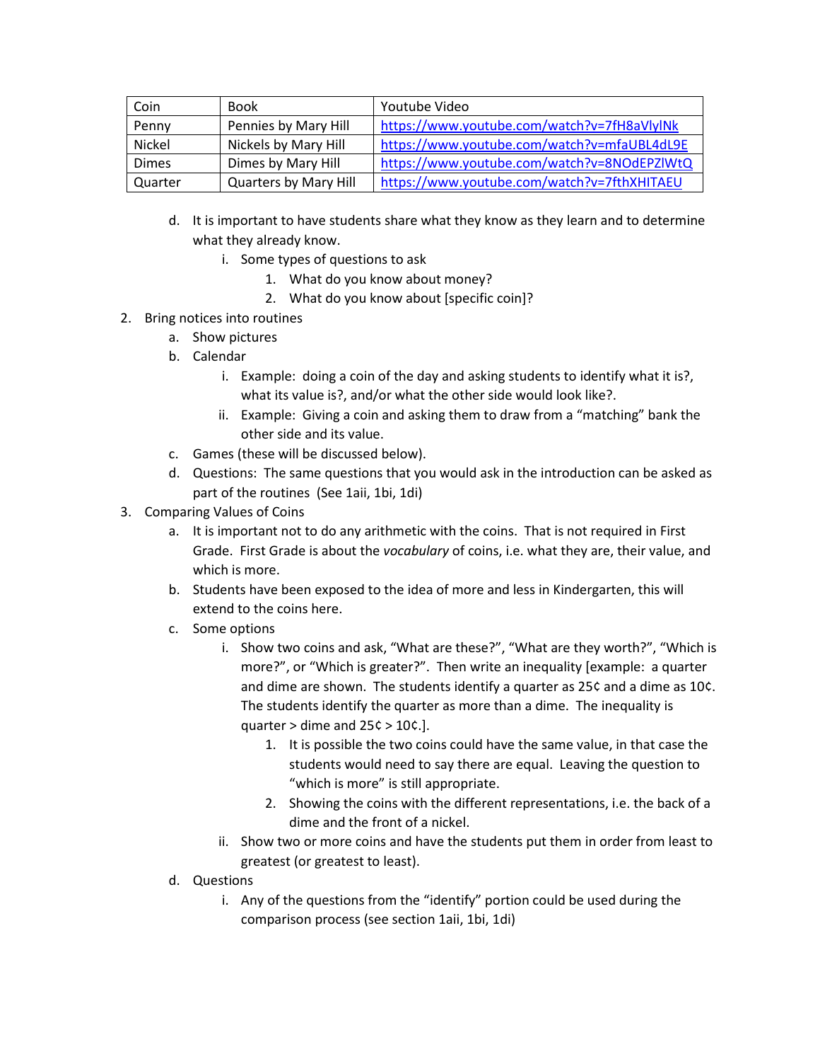| Coin | Book | Youtube Video |
|---|---|---|
| Penny | Pennies by Mary Hill | https://www.youtube.com/watch?v=7fH8aVlylNk |
| Nickel | Nickels by Mary Hill | https://www.youtube.com/watch?v=mfaUBL4dL9E |
| Dimes | Dimes by Mary Hill | https://www.youtube.com/watch?v=8NOdEPZlWtQ |
| Quarter | Quarters by Mary Hill | https://www.youtube.com/watch?v=7fthXHITAEU |

   d. It is important to have students share what they know as they learn and to determine what they already know.
      i. Some types of questions to ask
         1. What do you know about money?
         2. What do you know about [specific coin]?

2. Bring notices into routines
   a. Show pictures
   b. Calendar
      i. Example: doing a coin of the day and asking students to identify what it is?, what its value is?, and/or what the other side would look like?.
      ii. Example: Giving a coin and asking them to draw from a "matching" bank the other side and its value.
   c. Games (these will be discussed below).
   d. Questions: The same questions that you would ask in the introduction can be asked as part of the routines (See 1aii, 1bi, 1di)

3. Comparing Values of Coins
   a. It is important not to do any arithmetic with the coins. That is not required in First Grade. First Grade is about the *vocabulary* of coins, i.e. what they are, their value, and which is more.
   b. Students have been exposed to the idea of more and less in Kindergarten, this will extend to the coins here.
   c. Some options
      i. Show two coins and ask, "What are these?", "What are they worth?", "Which is more?", or "Which is greater?". Then write an inequality [example: a quarter and dime are shown. The students identify a quarter as 25¢ and a dime as 10¢. The students identify the quarter as more than a dime. The inequality is quarter > dime and 25¢ > 10¢.].
         1. It is possible the two coins could have the same value, in that case the students would need to say there are equal. Leaving the question to "which is more" is still appropriate.
         2. Showing the coins with the different representations, i.e. the back of a dime and the front of a nickel.
      ii. Show two or more coins and have the students put them in order from least to greatest (or greatest to least).
   d. Questions
      i. Any of the questions from the "identify" portion could be used during the comparison process (see section 1aii, 1bi, 1di)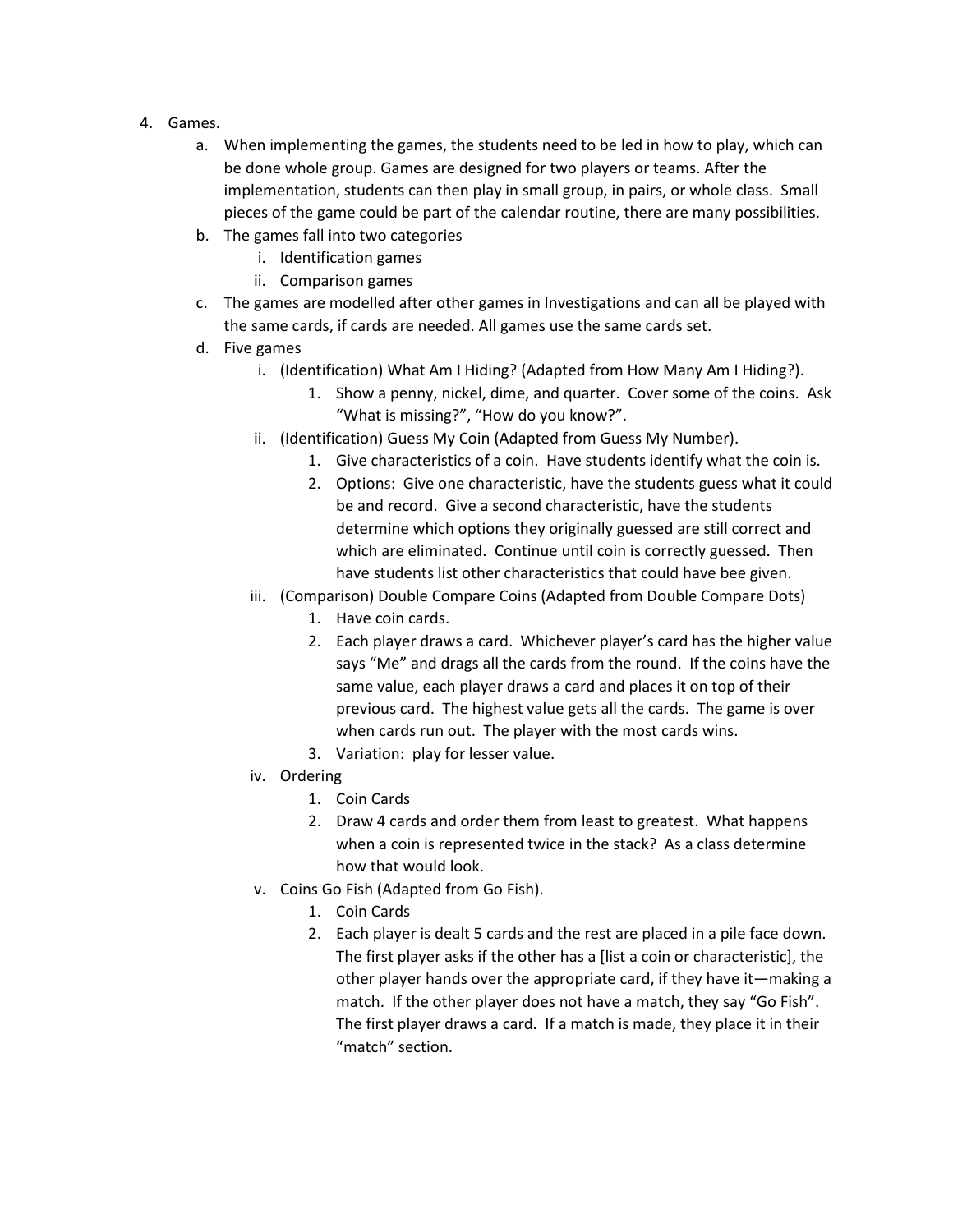4. Games.
    a. When implementing the games, the students need to be led in how to play, which can be done whole group. Games are designed for two players or teams. After the implementation, students can then play in small group, in pairs, or whole class. Small pieces of the game could be part of the calendar routine, there are many possibilities.
    b. The games fall into two categories
        i. Identification games
        ii. Comparison games
    c. The games are modelled after other games in Investigations and can all be played with the same cards, if cards are needed. All games use the same cards set.
    d. Five games
        i. (Identification) What Am I Hiding? (Adapted from How Many Am I Hiding?).
            1. Show a penny, nickel, dime, and quarter. Cover some of the coins. Ask "What is missing?", "How do you know?".
        ii. (Identification) Guess My Coin (Adapted from Guess My Number).
            1. Give characteristics of a coin. Have students identify what the coin is.
            2. Options: Give one characteristic, have the students guess what it could be and record. Give a second characteristic, have the students determine which options they originally guessed are still correct and which are eliminated. Continue until coin is correctly guessed. Then have students list other characteristics that could have bee given.
        iii. (Comparison) Double Compare Coins (Adapted from Double Compare Dots)
            1. Have coin cards.
            2. Each player draws a card. Whichever player's card has the higher value says "Me" and drags all the cards from the round. If the coins have the same value, each player draws a card and places it on top of their previous card. The highest value gets all the cards. The game is over when cards run out. The player with the most cards wins.
            3. Variation: play for lesser value.
        iv. Ordering
            1. Coin Cards
            2. Draw 4 cards and order them from least to greatest. What happens when a coin is represented twice in the stack? As a class determine how that would look.
        v. Coins Go Fish (Adapted from Go Fish).
            1. Coin Cards
            2. Each player is dealt 5 cards and the rest are placed in a pile face down. The first player asks if the other has a [list a coin or characteristic], the other player hands over the appropriate card, if they have it—making a match. If the other player does not have a match, they say "Go Fish". The first player draws a card. If a match is made, they place it in their "match" section.